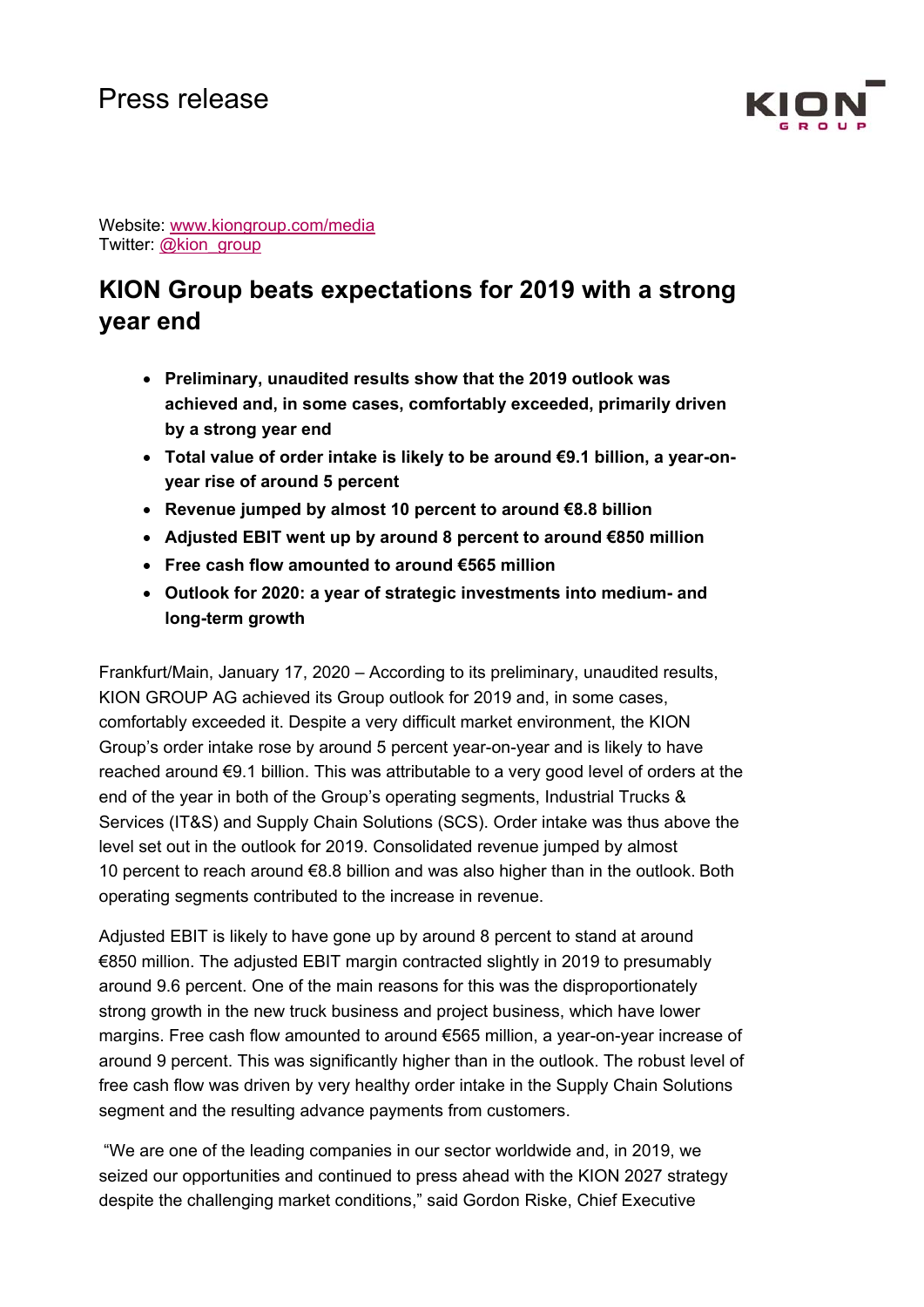Press release

Website: [www.kiongroup.com/media](http://www.kiongroup.com/media)
Twitter: [@kion_group](https://twitter.com/kion_group)

# KION Group beats expectations for 2019 with a strong year end

- **Preliminary, unaudited results show that the 2019 outlook was achieved and, in some cases, comfortably exceeded, primarily driven by a strong year end**
- **Total value of order intake is likely to be around €9.1 billion, a year-on-year rise of around 5 percent**
- **Revenue jumped by almost 10 percent to around €8.8 billion**
- **Adjusted EBIT went up by around 8 percent to around €850 million**
- **Free cash flow amounted to around €565 million**
- **Outlook for 2020: a year of strategic investments into medium- and long-term growth**

Frankfurt/Main, January 17, 2020 – According to its preliminary, unaudited results, KION GROUP AG achieved its Group outlook for 2019 and, in some cases, comfortably exceeded it. Despite a very difficult market environment, the KION Group's order intake rose by around 5 percent year-on-year and is likely to have reached around €9.1 billion. This was attributable to a very good level of orders at the end of the year in both of the Group's operating segments, Industrial Trucks & Services (IT&S) and Supply Chain Solutions (SCS). Order intake was thus above the level set out in the outlook for 2019. Consolidated revenue jumped by almost 10 percent to reach around €8.8 billion and was also higher than in the outlook. Both operating segments contributed to the increase in revenue.

Adjusted EBIT is likely to have gone up by around 8 percent to stand at around €850 million. The adjusted EBIT margin contracted slightly in 2019 to presumably around 9.6 percent. One of the main reasons for this was the disproportionately strong growth in the new truck business and project business, which have lower margins. Free cash flow amounted to around €565 million, a year-on-year increase of around 9 percent. This was significantly higher than in the outlook. The robust level of free cash flow was driven by very healthy order intake in the Supply Chain Solutions segment and the resulting advance payments from customers.

"We are one of the leading companies in our sector worldwide and, in 2019, we seized our opportunities and continued to press ahead with the KION 2027 strategy despite the challenging market conditions," said Gordon Riske, Chief Executive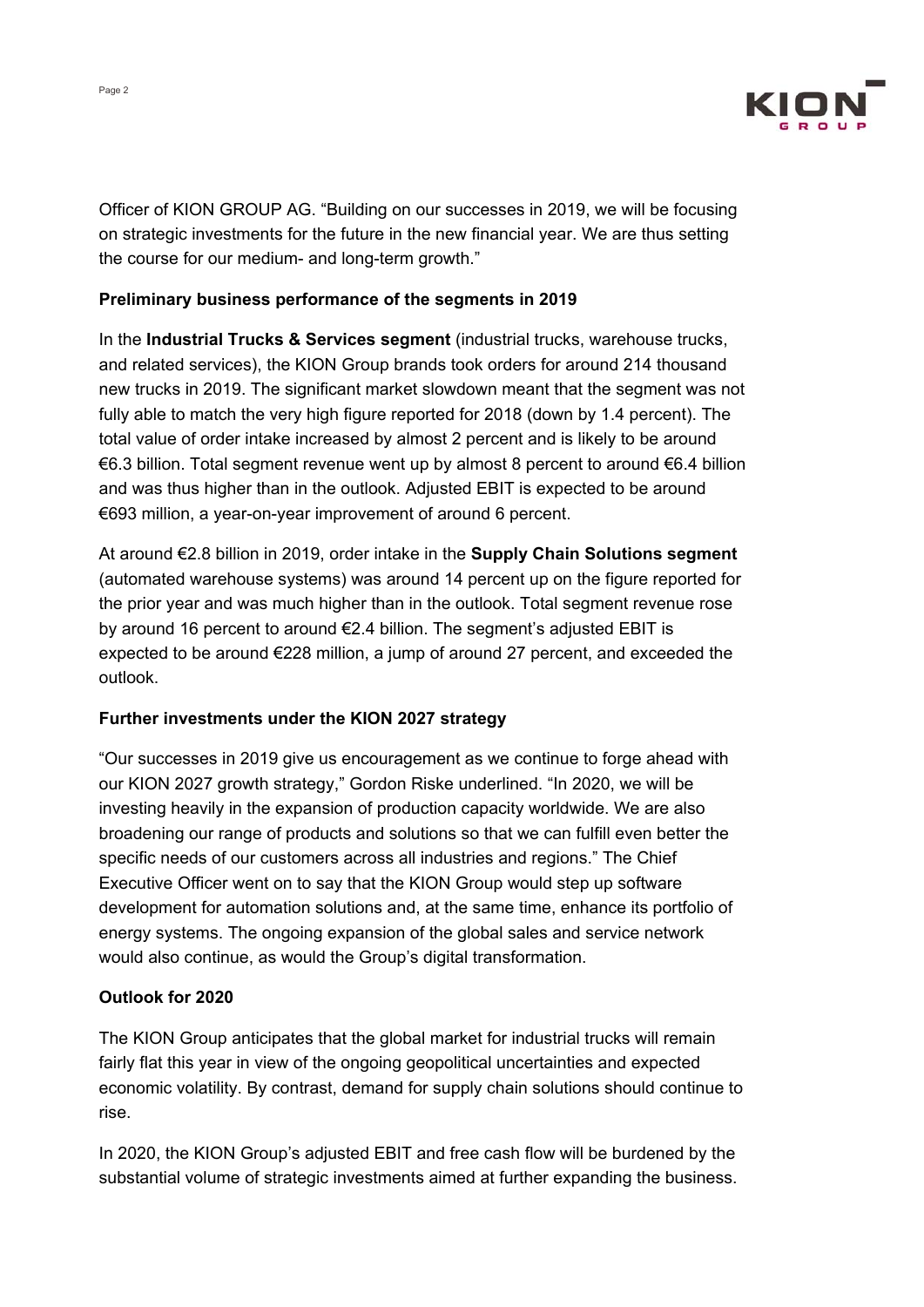Officer of KION GROUP AG. "Building on our successes in 2019, we will be focusing on strategic investments for the future in the new financial year. We are thus setting the course for our medium- and long-term growth."

**Preliminary business performance of the segments in 2019**

In the **Industrial Trucks & Services segment** (industrial trucks, warehouse trucks, and related services), the KION Group brands took orders for around 214 thousand new trucks in 2019. The significant market slowdown meant that the segment was not fully able to match the very high figure reported for 2018 (down by 1.4 percent). The total value of order intake increased by almost 2 percent and is likely to be around €6.3 billion. Total segment revenue went up by almost 8 percent to around €6.4 billion and was thus higher than in the outlook. Adjusted EBIT is expected to be around €693 million, a year-on-year improvement of around 6 percent.

At around €2.8 billion in 2019, order intake in the **Supply Chain Solutions segment** (automated warehouse systems) was around 14 percent up on the figure reported for the prior year and was much higher than in the outlook. Total segment revenue rose by around 16 percent to around €2.4 billion. The segment's adjusted EBIT is expected to be around €228 million, a jump of around 27 percent, and exceeded the outlook.

**Further investments under the KION 2027 strategy**

"Our successes in 2019 give us encouragement as we continue to forge ahead with our KION 2027 growth strategy," Gordon Riske underlined. "In 2020, we will be investing heavily in the expansion of production capacity worldwide. We are also broadening our range of products and solutions so that we can fulfill even better the specific needs of our customers across all industries and regions." The Chief Executive Officer went on to say that the KION Group would step up software development for automation solutions and, at the same time, enhance its portfolio of energy systems. The ongoing expansion of the global sales and service network would also continue, as would the Group's digital transformation.

**Outlook for 2020**

The KION Group anticipates that the global market for industrial trucks will remain fairly flat this year in view of the ongoing geopolitical uncertainties and expected economic volatility. By contrast, demand for supply chain solutions should continue to rise.

In 2020, the KION Group's adjusted EBIT and free cash flow will be burdened by the substantial volume of strategic investments aimed at further expanding the business.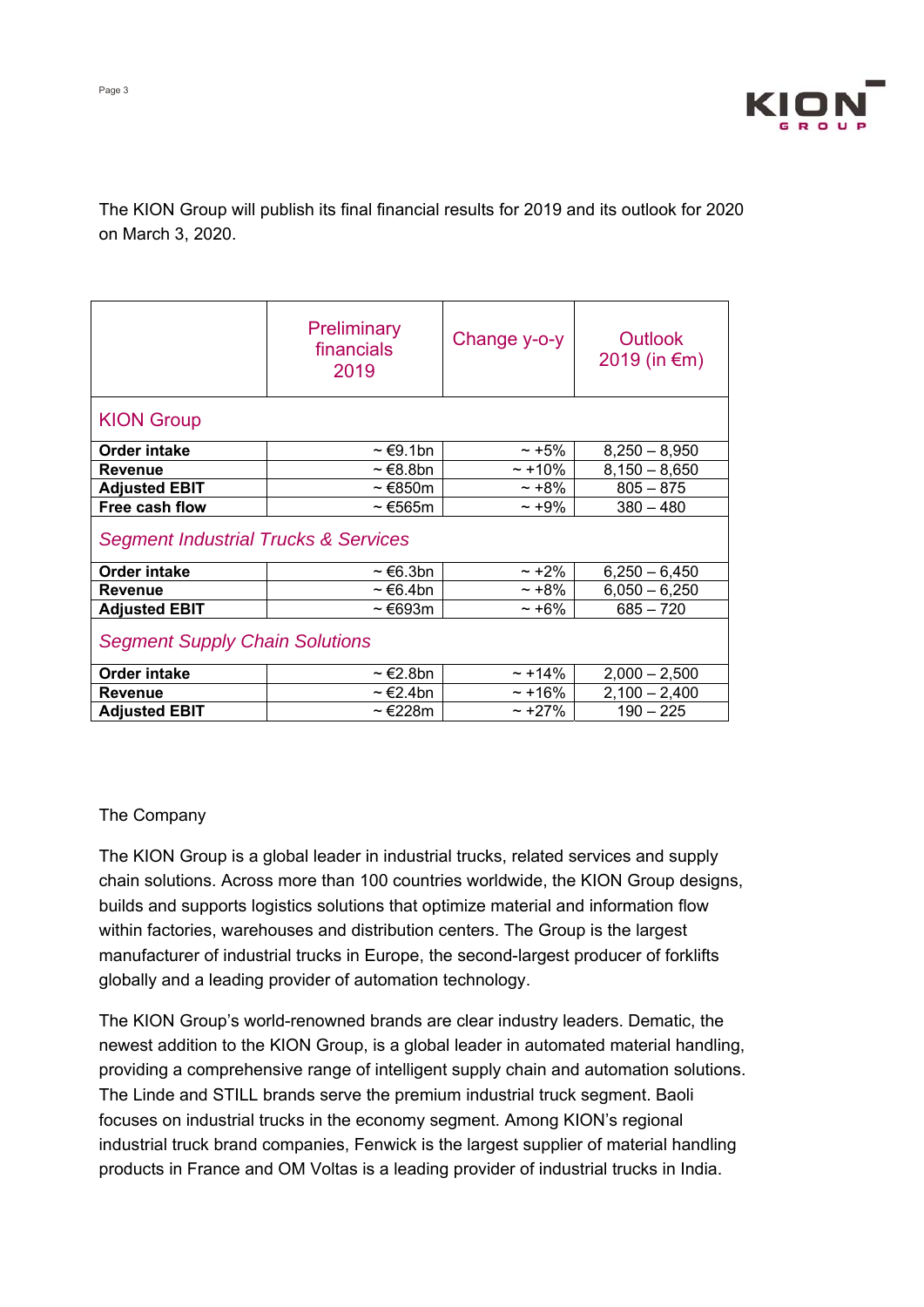The KION Group will publish its final financial results for 2019 and its outlook for 2020 on March 3, 2020.

| | Preliminary financials 2019 | Change y-o-y | Outlook 2019 (in €m) |
|---|---|---|---|
| **KION Group** | | | |
| **Order intake** | ~ €9.1bn | ~ +5% | 8,250 – 8,950 |
| **Revenue** | ~ €8.8bn | ~ +10% | 8,150 – 8,650 |
| **Adjusted EBIT** | ~ €850m | ~ +8% | 805 – 875 |
| **Free cash flow** | ~ €565m | ~ +9% | 380 – 480 |
| *Segment Industrial Trucks & Services* | | | |
| **Order intake** | ~ €6.3bn | ~ +2% | 6,250 – 6,450 |
| **Revenue** | ~ €6.4bn | ~ +8% | 6,050 – 6,250 |
| **Adjusted EBIT** | ~ €693m | ~ +6% | 685 – 720 |
| *Segment Supply Chain Solutions* | | | |
| **Order intake** | ~ €2.8bn | ~ +14% | 2,000 – 2,500 |
| **Revenue** | ~ €2.4bn | ~ +16% | 2,100 – 2,400 |
| **Adjusted EBIT** | ~ €228m | ~ +27% | 190 – 225 |

The Company

The KION Group is a global leader in industrial trucks, related services and supply chain solutions. Across more than 100 countries worldwide, the KION Group designs, builds and supports logistics solutions that optimize material and information flow within factories, warehouses and distribution centers. The Group is the largest manufacturer of industrial trucks in Europe, the second-largest producer of forklifts globally and a leading provider of automation technology.

The KION Group's world-renowned brands are clear industry leaders. Dematic, the newest addition to the KION Group, is a global leader in automated material handling, providing a comprehensive range of intelligent supply chain and automation solutions. The Linde and STILL brands serve the premium industrial truck segment. Baoli focuses on industrial trucks in the economy segment. Among KION's regional industrial truck brand companies, Fenwick is the largest supplier of material handling products in France and OM Voltas is a leading provider of industrial trucks in India.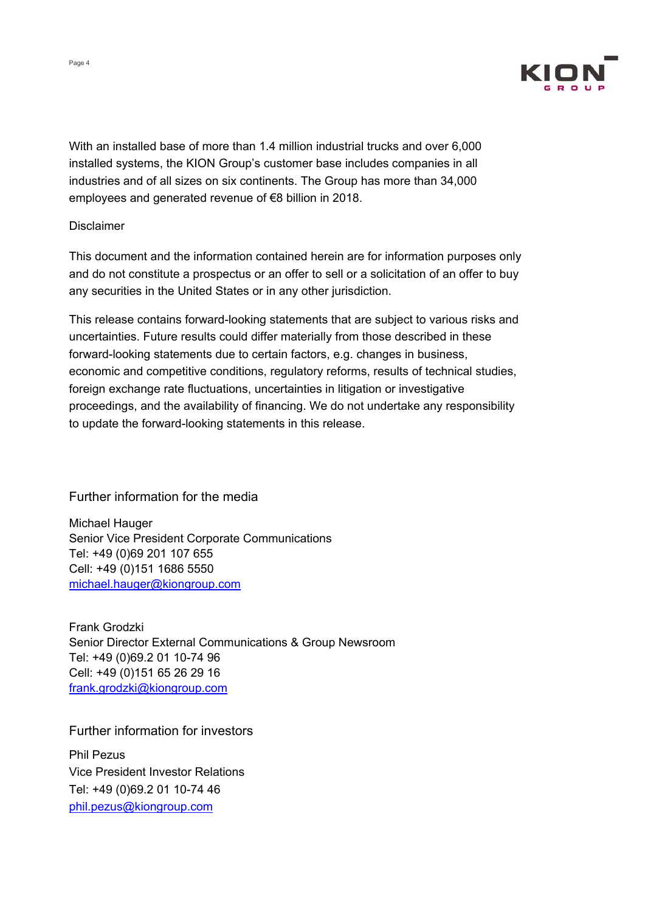With an installed base of more than 1.4 million industrial trucks and over 6,000 installed systems, the KION Group's customer base includes companies in all industries and of all sizes on six continents. The Group has more than 34,000 employees and generated revenue of €8 billion in 2018.

Disclaimer

This document and the information contained herein are for information purposes only and do not constitute a prospectus or an offer to sell or a solicitation of an offer to buy any securities in the United States or in any other jurisdiction.

This release contains forward-looking statements that are subject to various risks and uncertainties. Future results could differ materially from those described in these forward-looking statements due to certain factors, e.g. changes in business, economic and competitive conditions, regulatory reforms, results of technical studies, foreign exchange rate fluctuations, uncertainties in litigation or investigative proceedings, and the availability of financing. We do not undertake any responsibility to update the forward-looking statements in this release.

## Further information for the media

Michael Hauger
Senior Vice President Corporate Communications
Tel: +49 (0)69 201 107 655
Cell: +49 (0)151 1686 5550
michael.hauger@kiongroup.com

Frank Grodzki
Senior Director External Communications & Group Newsroom
Tel: +49 (0)69.2 01 10-74 96
Cell: +49 (0)151 65 26 29 16
frank.grodzki@kiongroup.com

## Further information for investors

Phil Pezus
Vice President Investor Relations
Tel: +49 (0)69.2 01 10-74 46
phil.pezus@kiongroup.com